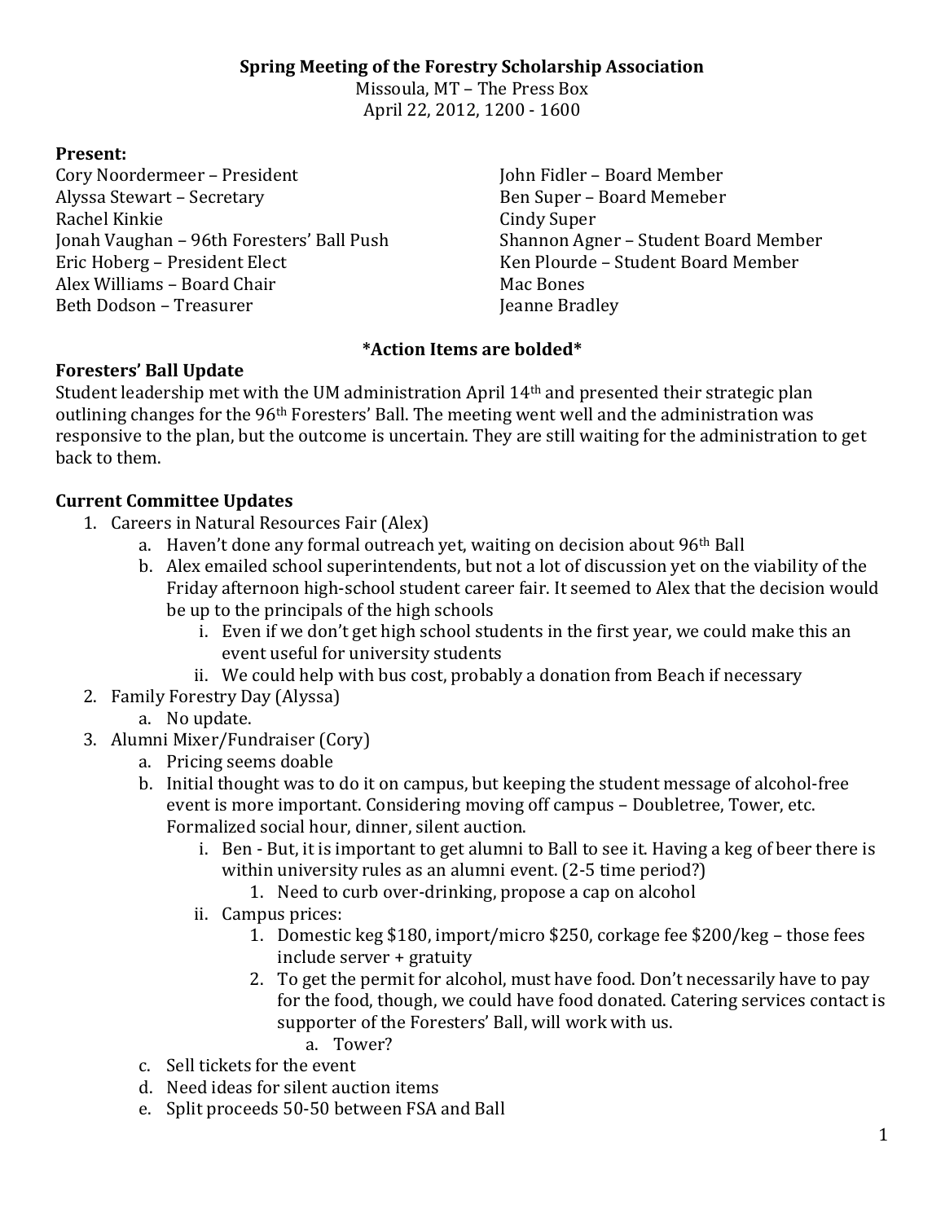**Spring Meeting of the Forestry Scholarship Association**

Missoula, MT – The Press Box
April 22, 2012, 1200 - 1600

**Present:**

Cory Noordermeer – President
Alyssa Stewart – Secretary
Rachel Kinkie
Jonah Vaughan – 96th Foresters' Ball Push
Eric Hoberg – President Elect
Alex Williams – Board Chair
Beth Dodson – Treasurer
John Fidler – Board Member
Ben Super – Board Memeber
Cindy Super
Shannon Agner – Student Board Member
Ken Plourde – Student Board Member
Mac Bones
Jeanne Bradley

**\*Action Items are bolded\***

**Foresters' Ball Update**

Student leadership met with the UM administration April 14th and presented their strategic plan outlining changes for the 96th Foresters' Ball. The meeting went well and the administration was responsive to the plan, but the outcome is uncertain. They are still waiting for the administration to get back to them.

**Current Committee Updates**

1. Careers in Natural Resources Fair (Alex)
    a. Haven't done any formal outreach yet, waiting on decision about 96th Ball
    b. Alex emailed school superintendents, but not a lot of discussion yet on the viability of the Friday afternoon high-school student career fair. It seemed to Alex that the decision would be up to the principals of the high schools
        i. Even if we don't get high school students in the first year, we could make this an event useful for university students
        ii. We could help with bus cost, probably a donation from Beach if necessary
2. Family Forestry Day (Alyssa)
    a. No update.
3. Alumni Mixer/Fundraiser (Cory)
    a. Pricing seems doable
    b. Initial thought was to do it on campus, but keeping the student message of alcohol-free event is more important. Considering moving off campus – Doubletree, Tower, etc. Formalized social hour, dinner, silent auction.
        i. Ben - But, it is important to get alumni to Ball to see it. Having a keg of beer there is within university rules as an alumni event. (2-5 time period?)
            1. Need to curb over-drinking, propose a cap on alcohol
        ii. Campus prices:
            1. Domestic keg $180, import/micro $250, corkage fee $200/keg – those fees include server + gratuity
            2. To get the permit for alcohol, must have food. Don't necessarily have to pay for the food, though, we could have food donated. Catering services contact is supporter of the Foresters' Ball, will work with us.
                a. Tower?
    c. Sell tickets for the event
    d. Need ideas for silent auction items
    e. Split proceeds 50-50 between FSA and Ball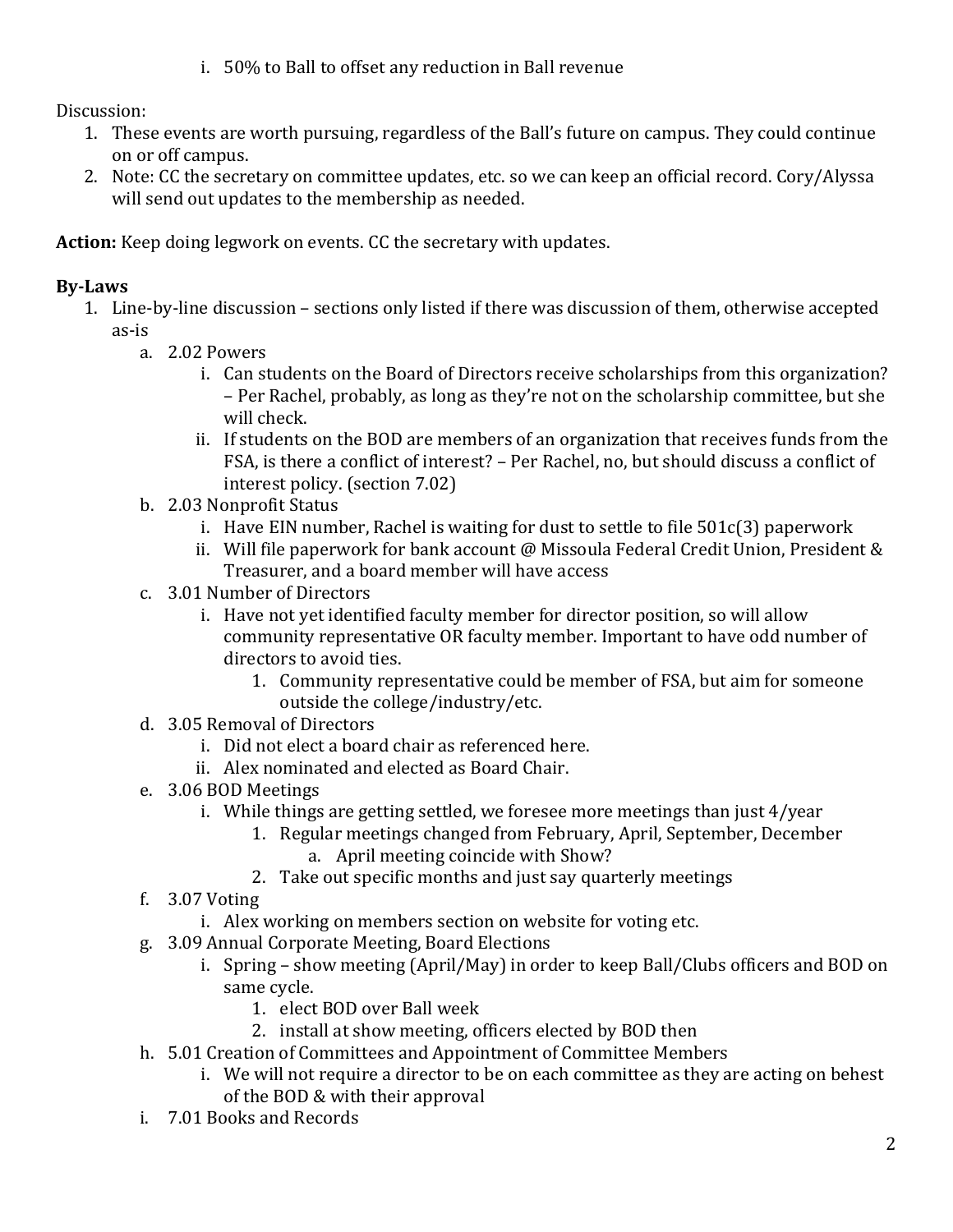i. 50% to Ball to offset any reduction in Ball revenue

Discussion:

1. These events are worth pursuing, regardless of the Ball's future on campus. They could continue on or off campus.
2. Note: CC the secretary on committee updates, etc. so we can keep an official record. Cory/Alyssa will send out updates to the membership as needed.

**Action:** Keep doing legwork on events. CC the secretary with updates.

**By-Laws**

1. Line-by-line discussion – sections only listed if there was discussion of them, otherwise accepted as-is
   a. 2.02 Powers
      i. Can students on the Board of Directors receive scholarships from this organization? – Per Rachel, probably, as long as they're not on the scholarship committee, but she will check.
      ii. If students on the BOD are members of an organization that receives funds from the FSA, is there a conflict of interest? – Per Rachel, no, but should discuss a conflict of interest policy. (section 7.02)
   b. 2.03 Nonprofit Status
      i. Have EIN number, Rachel is waiting for dust to settle to file 501c(3) paperwork
      ii. Will file paperwork for bank account @ Missoula Federal Credit Union, President & Treasurer, and a board member will have access
   c. 3.01 Number of Directors
      i. Have not yet identified faculty member for director position, so will allow community representative OR faculty member. Important to have odd number of directors to avoid ties.
         1. Community representative could be member of FSA, but aim for someone outside the college/industry/etc.
   d. 3.05 Removal of Directors
      i. Did not elect a board chair as referenced here.
      ii. Alex nominated and elected as Board Chair.
   e. 3.06 BOD Meetings
      i. While things are getting settled, we foresee more meetings than just 4/year
         1. Regular meetings changed from February, April, September, December
            a. April meeting coincide with Show?
         2. Take out specific months and just say quarterly meetings
   f. 3.07 Voting
      i. Alex working on members section on website for voting etc.
   g. 3.09 Annual Corporate Meeting, Board Elections
      i. Spring – show meeting (April/May) in order to keep Ball/Clubs officers and BOD on same cycle.
         1. elect BOD over Ball week
         2. install at show meeting, officers elected by BOD then
   h. 5.01 Creation of Committees and Appointment of Committee Members
      i. We will not require a director to be on each committee as they are acting on behest of the BOD & with their approval
   i. 7.01 Books and Records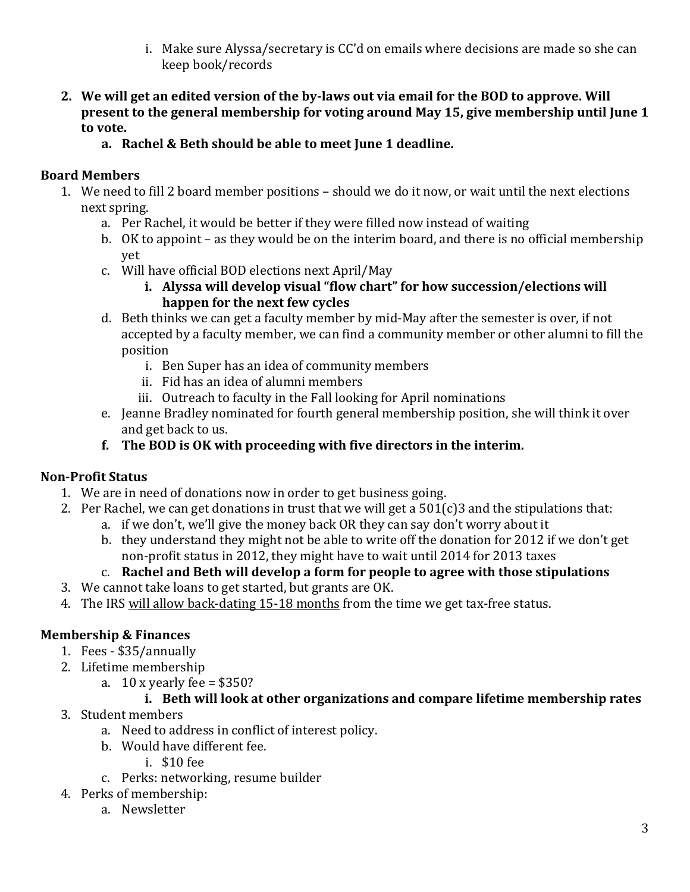i. Make sure Alyssa/secretary is CC'd on emails where decisions are made so she can keep book/records

2. **We will get an edited version of the by-laws out via email for the BOD to approve. Will present to the general membership for voting around May 15, give membership until June 1 to vote.**
   a. **Rachel & Beth should be able to meet June 1 deadline.**

**Board Members**

1. We need to fill 2 board member positions – should we do it now, or wait until the next elections next spring.
   a. Per Rachel, it would be better if they were filled now instead of waiting
   b. OK to appoint – as they would be on the interim board, and there is no official membership yet
   c. Will have official BOD elections next April/May
      i. **Alyssa will develop visual "flow chart" for how succession/elections will happen for the next few cycles**
   d. Beth thinks we can get a faculty member by mid-May after the semester is over, if not accepted by a faculty member, we can find a community member or other alumni to fill the position
      i. Ben Super has an idea of community members
      ii. Fid has an idea of alumni members
      iii. Outreach to faculty in the Fall looking for April nominations
   e. Jeanne Bradley nominated for fourth general membership position, she will think it over and get back to us.
   f. **The BOD is OK with proceeding with five directors in the interim.**

**Non-Profit Status**

1. We are in need of donations now in order to get business going.
2. Per Rachel, we can get donations in trust that we will get a 501(c)3 and the stipulations that:
   a. if we don't, we'll give the money back OR they can say don't worry about it
   b. they understand they might not be able to write off the donation for 2012 if we don't get non-profit status in 2012, they might have to wait until 2014 for 2013 taxes
   c. **Rachel and Beth will develop a form for people to agree with those stipulations**
3. We cannot take loans to get started, but grants are OK.
4. The IRS <u>will allow back-dating 15-18 months</u> from the time we get tax-free status.

**Membership & Finances**

1. Fees - $35/annually
2. Lifetime membership
   a. 10 x yearly fee = $350?
      i. **Beth will look at other organizations and compare lifetime membership rates**
3. Student members
   a. Need to address in conflict of interest policy.
   b. Would have different fee.
      i. $10 fee
   c. Perks: networking, resume builder
4. Perks of membership:
   a. Newsletter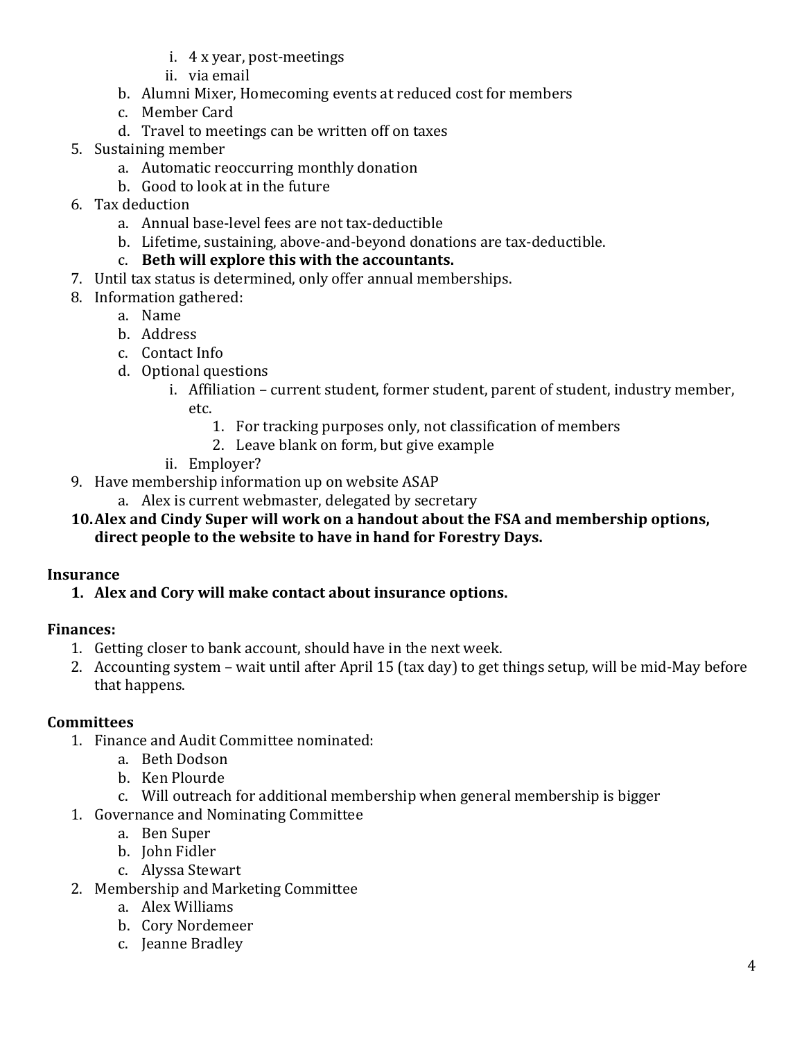i. 4 x year, post-meetings
        ii. via email
    b. Alumni Mixer, Homecoming events at reduced cost for members
    c. Member Card
    d. Travel to meetings can be written off on taxes
5. Sustaining member
    a. Automatic reoccurring monthly donation
    b. Good to look at in the future
6. Tax deduction
    a. Annual base-level fees are not tax-deductible
    b. Lifetime, sustaining, above-and-beyond donations are tax-deductible.
    c. **Beth will explore this with the accountants.**
7. Until tax status is determined, only offer annual memberships.
8. Information gathered:
    a. Name
    b. Address
    c. Contact Info
    d. Optional questions
        i. Affiliation – current student, former student, parent of student, industry member, etc.
            1. For tracking purposes only, not classification of members
            2. Leave blank on form, but give example
        ii. Employer?
9. Have membership information up on website ASAP
    a. Alex is current webmaster, delegated by secretary
10. **Alex and Cindy Super will work on a handout about the FSA and membership options, direct people to the website to have in hand for Forestry Days.**

**Insurance**

1. **Alex and Cory will make contact about insurance options.**

**Finances:**

1. Getting closer to bank account, should have in the next week.
2. Accounting system – wait until after April 15 (tax day) to get things setup, will be mid-May before that happens.

**Committees**

1. Finance and Audit Committee nominated:
    a. Beth Dodson
    b. Ken Plourde
    c. Will outreach for additional membership when general membership is bigger
1. Governance and Nominating Committee
    a. Ben Super
    b. John Fidler
    c. Alyssa Stewart
2. Membership and Marketing Committee
    a. Alex Williams
    b. Cory Nordemeer
    c. Jeanne Bradley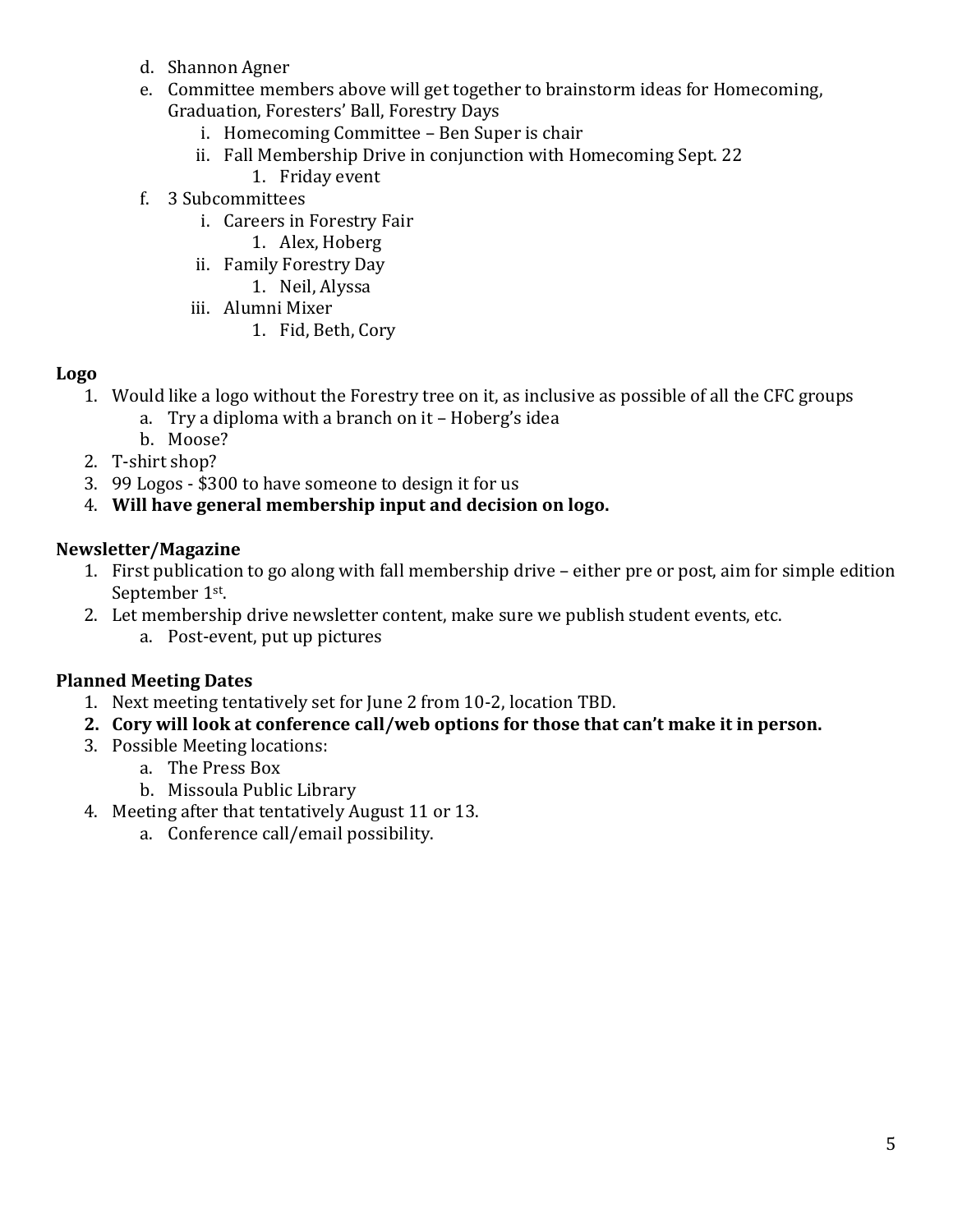d. Shannon Agner
   e. Committee members above will get together to brainstorm ideas for Homecoming, Graduation, Foresters' Ball, Forestry Days
      i. Homecoming Committee – Ben Super is chair
      ii. Fall Membership Drive in conjunction with Homecoming Sept. 22
         1. Friday event
   f. 3 Subcommittees
      i. Careers in Forestry Fair
         1. Alex, Hoberg
      ii. Family Forestry Day
         1. Neil, Alyssa
      iii. Alumni Mixer
         1. Fid, Beth, Cory

**Logo**

1. Would like a logo without the Forestry tree on it, as inclusive as possible of all the CFC groups
   a. Try a diploma with a branch on it – Hoberg's idea
   b. Moose?
2. T-shirt shop?
3. 99 Logos - $300 to have someone to design it for us
4. **Will have general membership input and decision on logo.**

**Newsletter/Magazine**

1. First publication to go along with fall membership drive – either pre or post, aim for simple edition September 1st.
2. Let membership drive newsletter content, make sure we publish student events, etc.
   a. Post-event, put up pictures

**Planned Meeting Dates**

1. Next meeting tentatively set for June 2 from 10-2, location TBD.
2. **Cory will look at conference call/web options for those that can't make it in person.**
3. Possible Meeting locations:
   a. The Press Box
   b. Missoula Public Library
4. Meeting after that tentatively August 11 or 13.
   a. Conference call/email possibility.